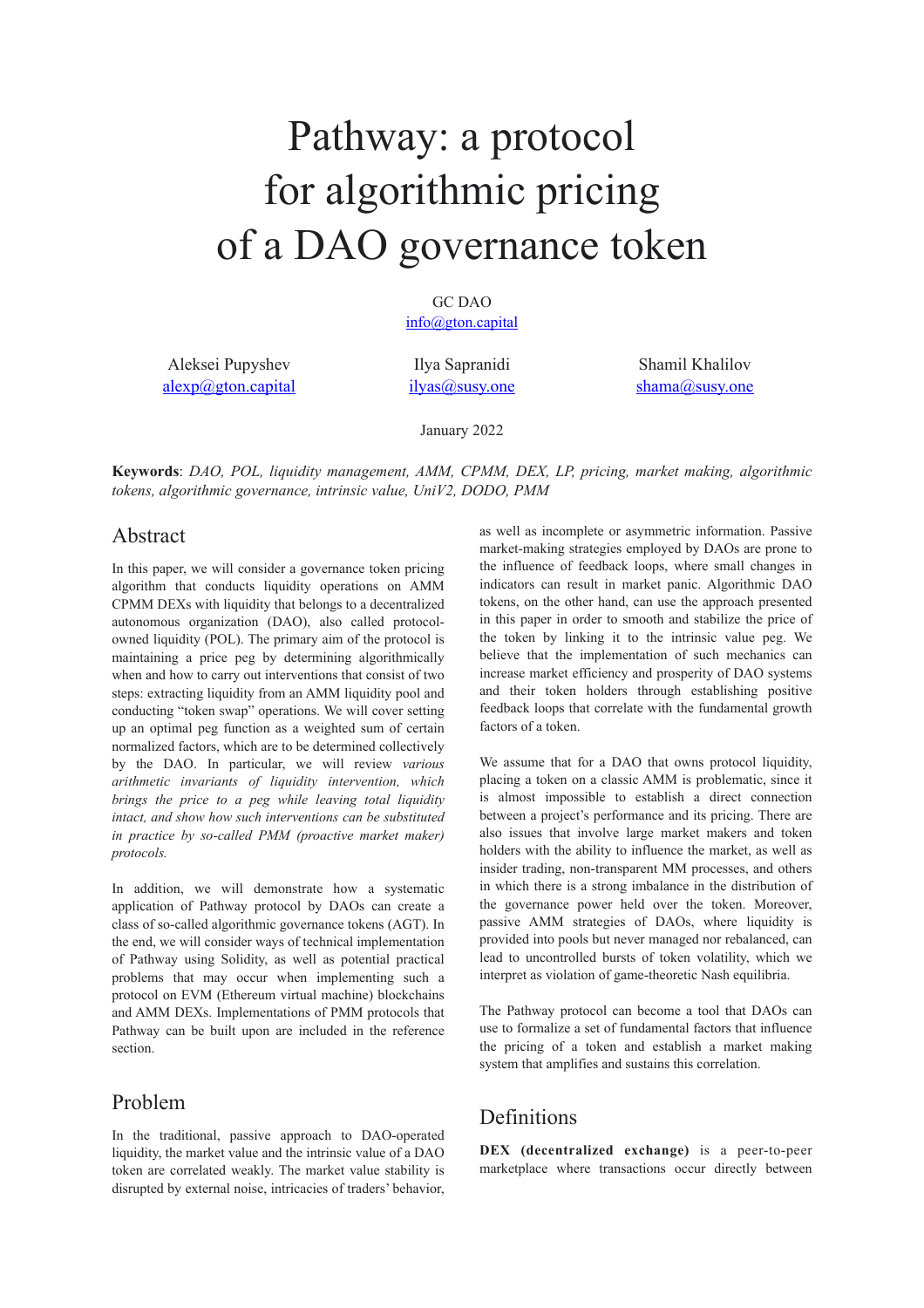# Pathway: a protocol for algorithmic pricing of a DAO governance token

GC DAO
info@gton.capital

Aleksei Pupyshev
alexp@gton.capital

Ilya Sapranidi
ilyas@susy.one

Shamil Khalilov
shama@susy.one

January 2022

**Keywords**: *DAO, POL, liquidity management, AMM, CPMM, DEX, LP, pricing, market making, algorithmic tokens, algorithmic governance, intrinsic value, UniV2, DODO, PMM*

## Abstract

In this paper, we will consider a governance token pricing algorithm that conducts liquidity operations on AMM CPMM DEXs with liquidity that belongs to a decentralized autonomous organization (DAO), also called protocol-owned liquidity (POL). The primary aim of the protocol is maintaining a price peg by determining algorithmically when and how to carry out interventions that consist of two steps: extracting liquidity from an AMM liquidity pool and conducting "token swap" operations. We will cover setting up an optimal peg function as a weighted sum of certain normalized factors, which are to be determined collectively by the DAO. In particular, we will review *various arithmetic invariants of liquidity intervention, which brings the price to a peg while leaving total liquidity intact, and show how such interventions can be substituted in practice by so-called PMM (proactive market maker) protocols.*

In addition, we will demonstrate how a systematic application of Pathway protocol by DAOs can create a class of so-called algorithmic governance tokens (AGT). In the end, we will consider ways of technical implementation of Pathway using Solidity, as well as potential practical problems that may occur when implementing such a protocol on EVM (Ethereum virtual machine) blockchains and AMM DEXs. Implementations of PMM protocols that Pathway can be built upon are included in the reference section.

## Problem

In the traditional, passive approach to DAO-operated liquidity, the market value and the intrinsic value of a DAO token are correlated weakly. The market value stability is disrupted by external noise, intricacies of traders' behavior, as well as incomplete or asymmetric information. Passive market-making strategies employed by DAOs are prone to the influence of feedback loops, where small changes in indicators can result in market panic. Algorithmic DAO tokens, on the other hand, can use the approach presented in this paper in order to smooth and stabilize the price of the token by linking it to the intrinsic value peg. We believe that the implementation of such mechanics can increase market efficiency and prosperity of DAO systems and their token holders through establishing positive feedback loops that correlate with the fundamental growth factors of a token.

We assume that for a DAO that owns protocol liquidity, placing a token on a classic AMM is problematic, since it is almost impossible to establish a direct connection between a project's performance and its pricing. There are also issues that involve large market makers and token holders with the ability to influence the market, as well as insider trading, non-transparent MM processes, and others in which there is a strong imbalance in the distribution of the governance power held over the token. Moreover, passive AMM strategies of DAOs, where liquidity is provided into pools but never managed nor rebalanced, can lead to uncontrolled bursts of token volatility, which we interpret as violation of game-theoretic Nash equilibria.

The Pathway protocol can become a tool that DAOs can use to formalize a set of fundamental factors that influence the pricing of a token and establish a market making system that amplifies and sustains this correlation.

## Definitions

**DEX (decentralized exchange)** is a peer-to-peer marketplace where transactions occur directly between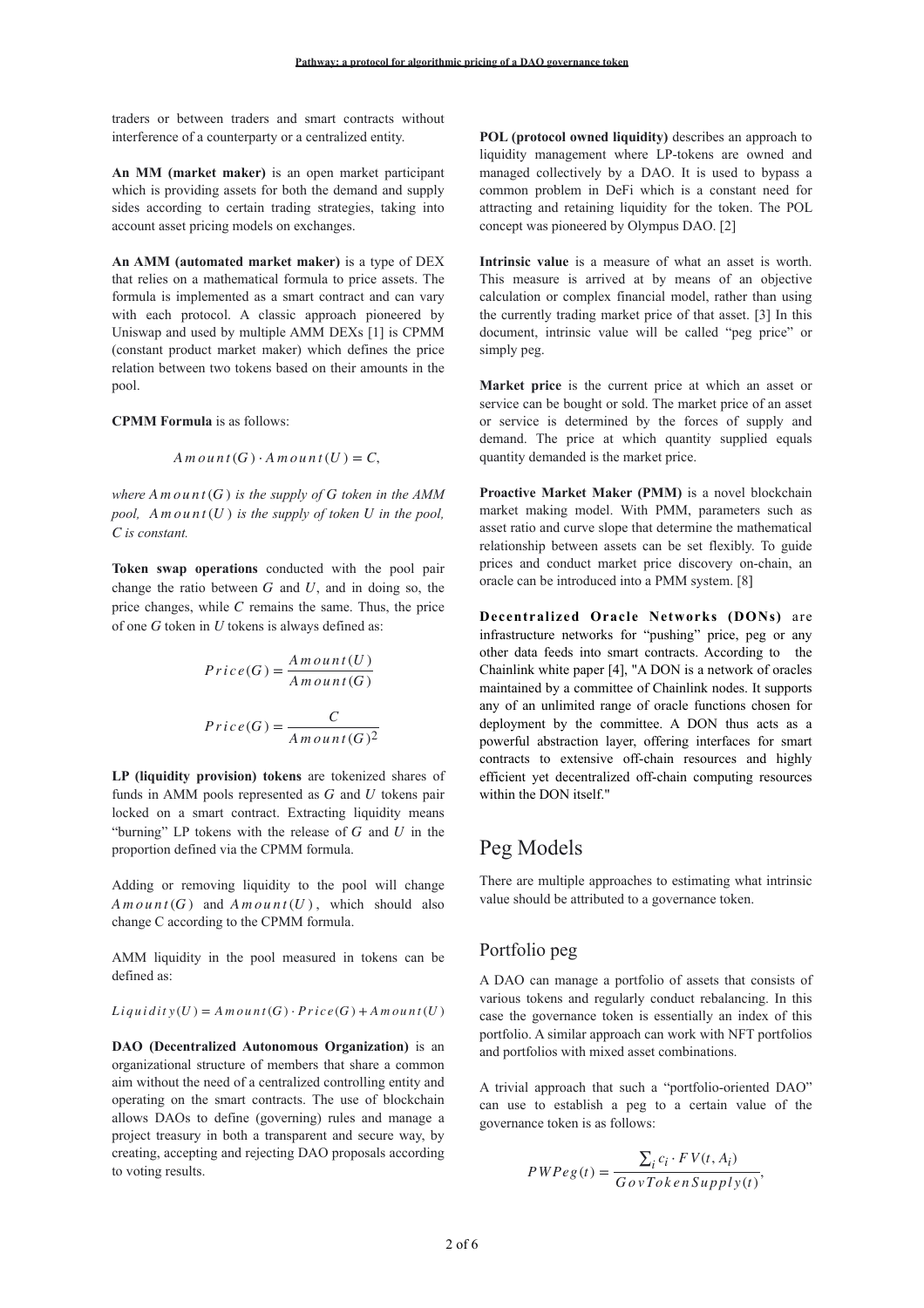traders or between traders and smart contracts without interference of a counterparty or a centralized entity.

**An MM (market maker)** is an open market participant which is providing assets for both the demand and supply sides according to certain trading strategies, taking into account asset pricing models on exchanges.

**An AMM (automated market maker)** is a type of DEX that relies on a mathematical formula to price assets. The formula is implemented as a smart contract and can vary with each protocol. A classic approach pioneered by Uniswap and used by multiple AMM DEXs [1] is CPMM (constant product market maker) which defines the price relation between two tokens based on their amounts in the pool.

**CPMM Formula** is as follows:

$$Amount(G) \cdot Amount(U) = C,$$

*where $Amount(G)$ is the supply of G token in the AMM pool, $Amount(U)$ is the supply of token U in the pool, C is constant.*

**Token swap operations** conducted with the pool pair change the ratio between $G$ and $U$, and in doing so, the price changes, while $C$ remains the same. Thus, the price of one $G$ token in $U$ tokens is always defined as:

$$Price(G) = \frac{Amount(U)}{Amount(G)}$$

$$Price(G) = \frac{C}{Amount(G)^2}$$

**LP (liquidity provision) tokens** are tokenized shares of funds in AMM pools represented as $G$ and $U$ tokens pair locked on a smart contract. Extracting liquidity means "burning" LP tokens with the release of $G$ and $U$ in the proportion defined via the CPMM formula.

Adding or removing liquidity to the pool will change $Amount(G)$ and $Amount(U)$, which should also change C according to the CPMM formula.

AMM liquidity in the pool measured in tokens can be defined as:

$$Liquidity(U) = Amount(G) \cdot Price(G) + Amount(U)$$

**DAO (Decentralized Autonomous Organization)** is an organizational structure of members that share a common aim without the need of a centralized controlling entity and operating on the smart contracts. The use of blockchain allows DAOs to define (governing) rules and manage a project treasury in both a transparent and secure way, by creating, accepting and rejecting DAO proposals according to voting results.

**POL (protocol owned liquidity)** describes an approach to liquidity management where LP-tokens are owned and managed collectively by a DAO. It is used to bypass a common problem in DeFi which is a constant need for attracting and retaining liquidity for the token. The POL concept was pioneered by Olympus DAO. [2]

**Intrinsic value** is a measure of what an asset is worth. This measure is arrived at by means of an objective calculation or complex financial model, rather than using the currently trading market price of that asset. [3] In this document, intrinsic value will be called "peg price" or simply peg.

**Market price** is the current price at which an asset or service can be bought or sold. The market price of an asset or service is determined by the forces of supply and demand. The price at which quantity supplied equals quantity demanded is the market price.

**Proactive Market Maker (PMM)** is a novel blockchain market making model. With PMM, parameters such as asset ratio and curve slope that determine the mathematical relationship between assets can be set flexibly. To guide prices and conduct market price discovery on-chain, an oracle can be introduced into a PMM system. [8]

**Decentralized Oracle Networks (DONs)** are infrastructure networks for "pushing" price, peg or any other data feeds into smart contracts. According to the Chainlink white paper [4], "A DON is a network of oracles maintained by a committee of Chainlink nodes. It supports any of an unlimited range of oracle functions chosen for deployment by the committee. A DON thus acts as a powerful abstraction layer, offering interfaces for smart contracts to extensive off-chain resources and highly efficient yet decentralized off-chain computing resources within the DON itself."

# Peg Models

There are multiple approaches to estimating what intrinsic value should be attributed to a governance token.

## Portfolio peg

A DAO can manage a portfolio of assets that consists of various tokens and regularly conduct rebalancing. In this case the governance token is essentially an index of this portfolio. A similar approach can work with NFT portfolios and portfolios with mixed asset combinations.

A trivial approach that such a "portfolio-oriented DAO" can use to establish a peg to a certain value of the governance token is as follows:

$$PWPeg(t) = \frac{\sum_i c_i \cdot FV(t, A_i)}{GovTokenSupply(t)},$$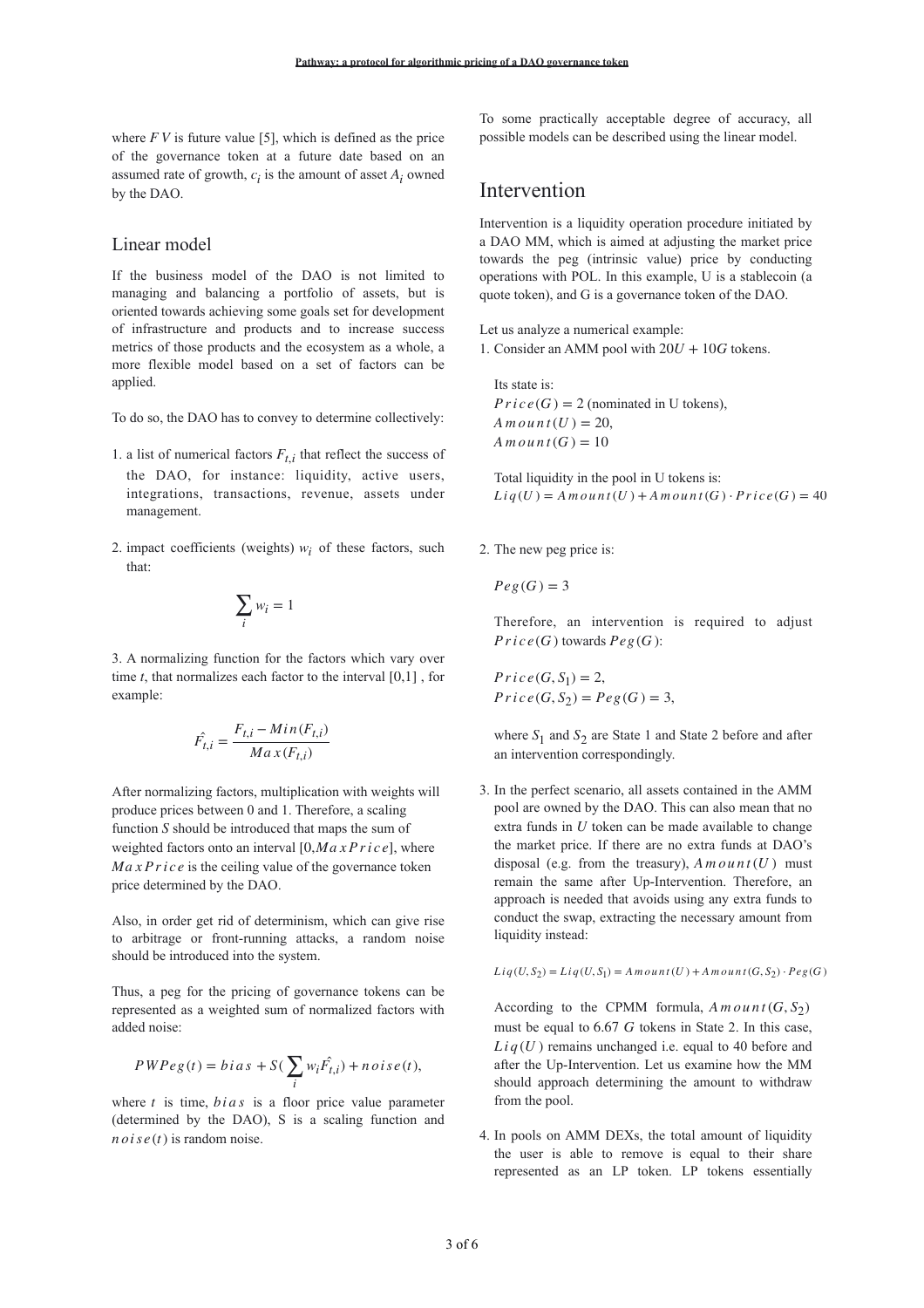where $FV$ is future value [5], which is defined as the price of the governance token at a future date based on an assumed rate of growth, $c_i$ is the amount of asset $A_i$ owned by the DAO.

## Linear model

If the business model of the DAO is not limited to managing and balancing a portfolio of assets, but is oriented towards achieving some goals set for development of infrastructure and products and to increase success metrics of those products and the ecosystem as a whole, a more flexible model based on a set of factors can be applied.

To do so, the DAO has to convey to determine collectively:

1. a list of numerical factors $F_{t,i}$ that reflect the success of the DAO, for instance: liquidity, active users, integrations, transactions, revenue, assets under management.

2. impact coefficients (weights) $w_i$ of these factors, such that:

$$\sum_i w_i = 1$$

3. A normalizing function for the factors which vary over time $t$, that normalizes each factor to the interval [0,1] , for example:

$$\hat{F_{t,i}} = \frac{F_{t,i} - Min(F_{t,i})}{Max(F_{t,i})}$$

After normalizing factors, multiplication with weights will produce prices between 0 and 1. Therefore, a scaling function $S$ should be introduced that maps the sum of weighted factors onto an interval $[0, MaxPrice]$, where $MaxPrice$ is the ceiling value of the governance token price determined by the DAO.

Also, in order get rid of determinism, which can give rise to arbitrage or front-running attacks, a random noise should be introduced into the system.

Thus, a peg for the pricing of governance tokens can be represented as a weighted sum of normalized factors with added noise:

$$PWPeg(t) = bias + S(\sum_i w_i \hat{F_{t,i}}) + noise(t),$$

where $t$ is time, $bias$ is a floor price value parameter (determined by the DAO), S is a scaling function and $noise(t)$ is random noise.

To some practically acceptable degree of accuracy, all possible models can be described using the linear model.

# Intervention

Intervention is a liquidity operation procedure initiated by a DAO MM, which is aimed at adjusting the market price towards the peg (intrinsic value) price by conducting operations with POL. In this example, U is a stablecoin (a quote token), and G is a governance token of the DAO.

Let us analyze a numerical example:

1. Consider an AMM pool with $20U + 10G$ tokens.

   Its state is:
   $Price(G) = 2$ (nominated in U tokens),
   $Amount(U) = 20$,
   $Amount(G) = 10$

   Total liquidity in the pool in U tokens is:
   $Liq(U) = Amount(U) + Amount(G) \cdot Price(G) = 40$

2. The new peg price is:

   $Peg(G) = 3$

   Therefore, an intervention is required to adjust $Price(G)$ towards $Peg(G)$:

   $Price(G, S_1) = 2$,
   $Price(G, S_2) = Peg(G) = 3$,

   where $S_1$ and $S_2$ are State 1 and State 2 before and after an intervention correspondingly.

3. In the perfect scenario, all assets contained in the AMM pool are owned by the DAO. This can also mean that no extra funds in $U$ token can be made available to change the market price. If there are no extra funds at DAO's disposal (e.g. from the treasury), $Amount(U)$ must remain the same after Up-Intervention. Therefore, an approach is needed that avoids using any extra funds to conduct the swap, extracting the necessary amount from liquidity instead:

   $Liq(U, S_2) = Liq(U, S_1) = Amount(U) + Amount(G, S_2) \cdot Peg(G)$

   According to the CPMM formula, $Amount(G, S_2)$ must be equal to 6.67 $G$ tokens in State 2. In this case, $Liq(U)$ remains unchanged i.e. equal to 40 before and after the Up-Intervention. Let us examine how the MM should approach determining the amount to withdraw from the pool.

4. In pools on AMM DEXs, the total amount of liquidity the user is able to remove is equal to their share represented as an LP token. LP tokens essentially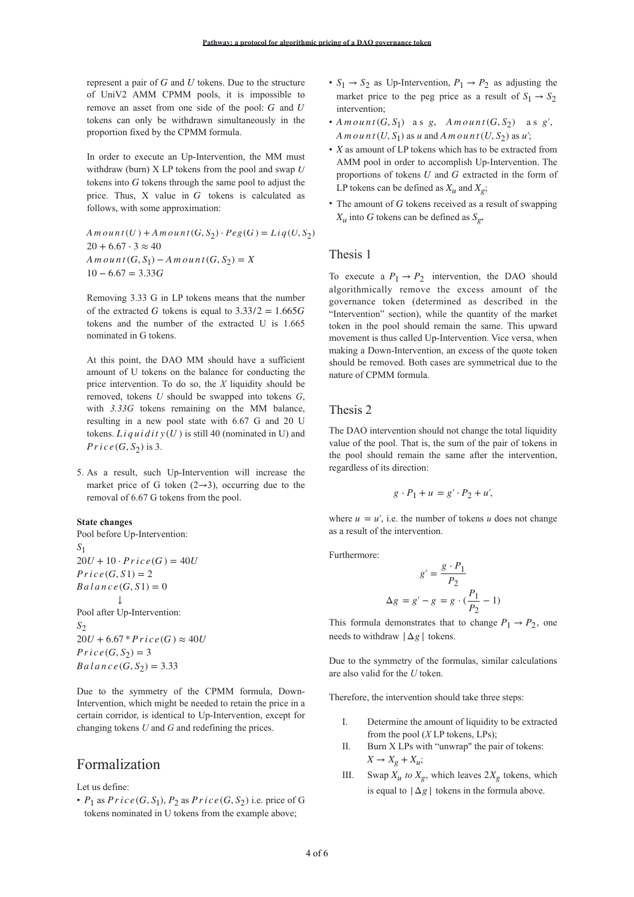represent a pair of $G$ and $U$ tokens. Due to the structure of UniV2 AMM CPMM pools, it is impossible to remove an asset from one side of the pool: $G$ and $U$ tokens can only be withdrawn simultaneously in the proportion fixed by the CPMM formula.

In order to execute an Up-Intervention, the MM must withdraw (burn) X LP tokens from the pool and swap $U$ tokens into $G$ tokens through the same pool to adjust the price. Thus, X value in $G$ tokens is calculated as follows, with some approximation:

$$Amount(U) + Amount(G, S_2) \cdot Peg(G) = Liq(U, S_2)$$

$$20 + 6.67 \cdot 3 \approx 40$$

$$Amount(G, S_1) - Amount(G, S_2) = X$$

$$10 - 6.67 = 3.33G$$

Removing 3.33 G in LP tokens means that the number of the extracted $G$ tokens is equal to $3.33/2 = 1.665G$ tokens and the number of the extracted U is 1.665 nominated in G tokens.

At this point, the DAO MM should have a sufficient amount of U tokens on the balance for conducting the price intervention. To do so, the $X$ liquidity should be removed, tokens $U$ should be swapped into tokens $G$, with *3.33G* tokens remaining on the MM balance, resulting in a new pool state with 6.67 G and 20 U tokens. $Liquidity(U)$ is still 40 (nominated in U) and $Price(G, S_2)$ is 3.

5. As a result, such Up-Intervention will increase the market price of G token (2→3), occurring due to the removal of 6.67 G tokens from the pool.

**State changes**

Pool before Up-Intervention:

$S_1$

$20U + 10 \cdot Price(G) = 40U$

$Price(G, S1) = 2$

$Balance(G, S1) = 0$

↓

Pool after Up-Intervention:

$S_2$

$20U + 6.67 * Price(G) \approx 40U$

$Price(G, S_2) = 3$

$Balance(G, S_2) = 3.33$

Due to the symmetry of the CPMM formula, Down-Intervention, which might be needed to retain the price in a certain corridor, is identical to Up-Intervention, except for changing tokens $U$ and $G$ and redefining the prices.

## Formalization

Let us define:

- $P_1$ as $Price(G, S_1)$, $P_2$ as $Price(G, S_2)$ i.e. price of G tokens nominated in U tokens from the example above;
- $S_1 \rightarrow S_2$ as Up-Intervention, $P_1 \rightarrow P_2$ as adjusting the market price to the peg price as a result of $S_1 \rightarrow S_2$ intervention;
- $Amount(G, S_1)$ as $g$, $Amount(G, S_2)$ as $g'$, $Amount(U, S_1)$ as $u$ and $Amount(U, S_2)$ as $u'$;
- $X$ as amount of LP tokens which has to be extracted from AMM pool in order to accomplish Up-Intervention. The proportions of tokens $U$ and $G$ extracted in the form of LP tokens can be defined as $X_u$ and $X_g$;
- The amount of $G$ tokens received as a result of swapping $X_u$ into $G$ tokens can be defined as $S_g$.

## Thesis 1

To execute a $P_1 \rightarrow P_2$ intervention, the DAO should algorithmically remove the excess amount of the governance token (determined as described in the "Intervention" section), while the quantity of the market token in the pool should remain the same. This upward movement is thus called Up-Intervention. Vice versa, when making a Down-Intervention, an excess of the quote token should be removed. Both cases are symmetrical due to the nature of CPMM formula.

## Thesis 2

The DAO intervention should not change the total liquidity value of the pool. That is, the sum of the pair of tokens in the pool should remain the same after the intervention, regardless of its direction:

$$g \cdot P_1 + u = g' \cdot P_2 + u',$$

where $u = u'$, i.e. the number of tokens $u$ does not change as a result of the intervention.

Furthermore:

$$g' = \frac{g \cdot P_1}{P_2}$$

$$\Delta g = g' - g = g \cdot (\frac{P_1}{P_2} - 1)$$

This formula demonstrates that to change $P_1 \rightarrow P_2$, one needs to withdraw $|\Delta g|$ tokens.

Due to the symmetry of the formulas, similar calculations are also valid for the $U$ token.

Therefore, the intervention should take three steps:

I. Determine the amount of liquidity to be extracted from the pool ($X$ LP tokens, LPs);

II. Burn X LPs with "unwrap" the pair of tokens: $X \rightarrow X_g + X_u$;

III. Swap $X_u$ *to* $X_g$, which leaves $2X_g$ tokens, which is equal to $|\Delta g|$ tokens in the formula above.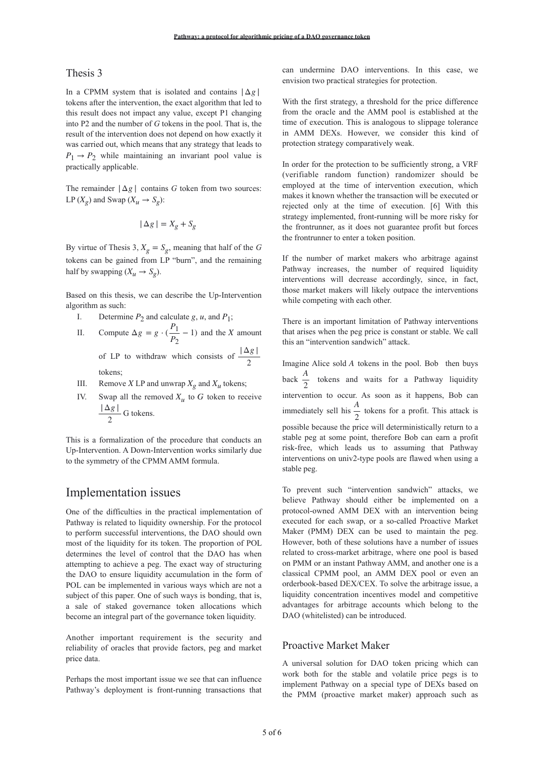## Thesis 3

In a CPMM system that is isolated and contains $|\Delta g|$ tokens after the intervention, the exact algorithm that led to this result does not impact any value, except P1 changing into P2 and the number of $G$ tokens in the pool. That is, the result of the intervention does not depend on how exactly it was carried out, which means that any strategy that leads to $P_1 \rightarrow P_2$ while maintaining an invariant pool value is practically applicable.

The remainder $|\Delta g|$ contains $G$ token from two sources: LP ($X_g$) and Swap ($X_u \rightarrow S_g$):

$$|\Delta g| = X_g + S_g$$

By virtue of Thesis 3, $X_g = S_g$, meaning that half of the $G$ tokens can be gained from LP "burn", and the remaining half by swapping ($X_u \rightarrow S_g$).

Based on this thesis, we can describe the Up-Intervention algorithm as such:

I. Determine $P_2$ and calculate $g$, $u$, and $P_1$;
II. Compute $\Delta g = g \cdot (\frac{P_1}{P_2} - 1)$ and the $X$ amount of LP to withdraw which consists of $\frac{|\Delta g|}{2}$ tokens;
III. Remove $X$ LP and unwrap $X_g$ and $X_u$ tokens;
IV. Swap all the removed $X_u$ to $G$ token to receive $\frac{|\Delta g|}{2}$ G tokens.

This is a formalization of the procedure that conducts an Up-Intervention. A Down-Intervention works similarly due to the symmetry of the CPMM AMM formula.

# Implementation issues

One of the difficulties in the practical implementation of Pathway is related to liquidity ownership. For the protocol to perform successful interventions, the DAO should own most of the liquidity for its token. The proportion of POL determines the level of control that the DAO has when attempting to achieve a peg. The exact way of structuring the DAO to ensure liquidity accumulation in the form of POL can be implemented in various ways which are not a subject of this paper. One of such ways is bonding, that is, a sale of staked governance token allocations which become an integral part of the governance token liquidity.

Another important requirement is the security and reliability of oracles that provide factors, peg and market price data.

Perhaps the most important issue we see that can influence Pathway's deployment is front-running transactions that can undermine DAO interventions. In this case, we envision two practical strategies for protection.

With the first strategy, a threshold for the price difference from the oracle and the AMM pool is established at the time of execution. This is analogous to slippage tolerance in AMM DEXs. However, we consider this kind of protection strategy comparatively weak.

In order for the protection to be sufficiently strong, a VRF (verifiable random function) randomizer should be employed at the time of intervention execution, which makes it known whether the transaction will be executed or rejected only at the time of execution. [6] With this strategy implemented, front-running will be more risky for the frontrunner, as it does not guarantee profit but forces the frontrunner to enter a token position.

If the number of market makers who arbitrage against Pathway increases, the number of required liquidity interventions will decrease accordingly, since, in fact, those market makers will likely outpace the interventions while competing with each other.

There is an important limitation of Pathway interventions that arises when the peg price is constant or stable. We call this an "intervention sandwich" attack.

Imagine Alice sold $A$ tokens in the pool. Bob then buys back $\frac{A}{2}$ tokens and waits for a Pathway liquidity intervention to occur. As soon as it happens, Bob can immediately sell his $\frac{A}{2}$ tokens for a profit. This attack is possible because the price will deterministically return to a stable peg at some point, therefore Bob can earn a profit risk-free, which leads us to assuming that Pathway interventions on univ2-type pools are flawed when using a stable peg.

To prevent such "intervention sandwich" attacks, we believe Pathway should either be implemented on a protocol-owned AMM DEX with an intervention being executed for each swap, or a so-called Proactive Market Maker (PMM) DEX can be used to maintain the peg. However, both of these solutions have a number of issues related to cross-market arbitrage, where one pool is based on PMM or an instant Pathway AMM, and another one is a classical CPMM pool, an AMM DEX pool or even an orderbook-based DEX/CEX. To solve the arbitrage issue, a liquidity concentration incentives model and competitive advantages for arbitrage accounts which belong to the DAO (whitelisted) can be introduced.

## Proactive Market Maker

A universal solution for DAO token pricing which can work both for the stable and volatile price pegs is to implement Pathway on a special type of DEXs based on the PMM (proactive market maker) approach such as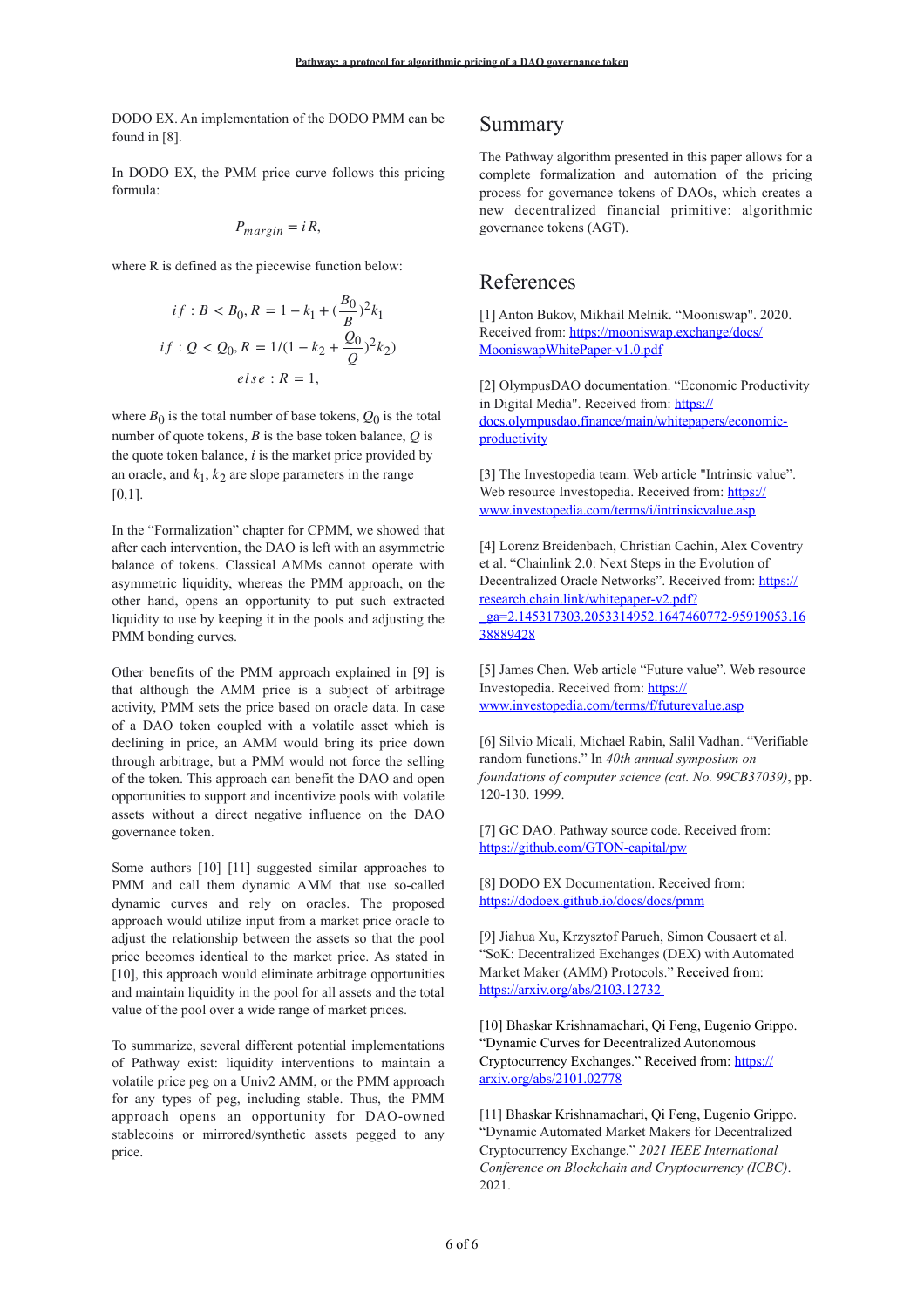DODO EX. An implementation of the DODO PMM can be found in [8].

In DODO EX, the PMM price curve follows this pricing formula:

$$P_{margin} = iR,$$

where R is defined as the piecewise function below:

$$if: B < B_0, R = 1 - k_1 + (\frac{B_0}{B})^2 k_1$$

$$if: Q < Q_0, R = 1/(1 - k_2 + \frac{Q_0}{Q})^2 k_2)$$

$$else: R = 1,$$

where $B_0$ is the total number of base tokens, $Q_0$ is the total number of quote tokens, $B$ is the base token balance, $Q$ is the quote token balance, $i$ is the market price provided by an oracle, and $k_1$, $k_2$ are slope parameters in the range [0,1].

In the "Formalization" chapter for CPMM, we showed that after each intervention, the DAO is left with an asymmetric balance of tokens. Classical AMMs cannot operate with asymmetric liquidity, whereas the PMM approach, on the other hand, opens an opportunity to put such extracted liquidity to use by keeping it in the pools and adjusting the PMM bonding curves.

Other benefits of the PMM approach explained in [9] is that although the AMM price is a subject of arbitrage activity, PMM sets the price based on oracle data. In case of a DAO token coupled with a volatile asset which is declining in price, an AMM would bring its price down through arbitrage, but a PMM would not force the selling of the token. This approach can benefit the DAO and open opportunities to support and incentivize pools with volatile assets without a direct negative influence on the DAO governance token.

Some authors [10] [11] suggested similar approaches to PMM and call them dynamic AMM that use so-called dynamic curves and rely on oracles. The proposed approach would utilize input from a market price oracle to adjust the relationship between the assets so that the pool price becomes identical to the market price. As stated in [10], this approach would eliminate arbitrage opportunities and maintain liquidity in the pool for all assets and the total value of the pool over a wide range of market prices.

To summarize, several different potential implementations of Pathway exist: liquidity interventions to maintain a volatile price peg on a Univ2 AMM, or the PMM approach for any types of peg, including stable. Thus, the PMM approach opens an opportunity for DAO-owned stablecoins or mirrored/synthetic assets pegged to any price.

## Summary

The Pathway algorithm presented in this paper allows for a complete formalization and automation of the pricing process for governance tokens of DAOs, which creates a new decentralized financial primitive: algorithmic governance tokens (AGT).

## References

[1] Anton Bukov, Mikhail Melnik. "Mooniswap". 2020. Received from: https://mooniswap.exchange/docs/MooniswapWhitePaper-v1.0.pdf

[2] OlympusDAO documentation. "Economic Productivity in Digital Media". Received from: https://docs.olympusdao.finance/main/whitepapers/economic-productivity

[3] The Investopedia team. Web article "Intrinsic value". Web resource Investopedia. Received from: https://www.investopedia.com/terms/i/intrinsicvalue.asp

[4] Lorenz Breidenbach, Christian Cachin, Alex Coventry et al. "Chainlink 2.0: Next Steps in the Evolution of Decentralized Oracle Networks". Received from: https://research.chain.link/whitepaper-v2.pdf?_ga=2.145317303.2053314952.1647460772-95919053.1638889428

[5] James Chen. Web article "Future value". Web resource Investopedia. Received from: https://www.investopedia.com/terms/f/futurevalue.asp

[6] Silvio Micali, Michael Rabin, Salil Vadhan. "Verifiable random functions." In *40th annual symposium on foundations of computer science (cat. No. 99CB37039)*, pp. 120-130. 1999.

[7] GC DAO. Pathway source code. Received from: https://github.com/GTON-capital/pw

[8] DODO EX Documentation. Received from: https://dodoex.github.io/docs/docs/pmm

[9] Jiahua Xu, Krzysztof Paruch, Simon Cousaert et al. "SoK: Decentralized Exchanges (DEX) with Automated Market Maker (AMM) Protocols." Received from: https://arxiv.org/abs/2103.12732

[10] Bhaskar Krishnamachari, Qi Feng, Eugenio Grippo. "Dynamic Curves for Decentralized Autonomous Cryptocurrency Exchanges." Received from: https://arxiv.org/abs/2101.02778

[11] Bhaskar Krishnamachari, Qi Feng, Eugenio Grippo. "Dynamic Automated Market Makers for Decentralized Cryptocurrency Exchange." *2021 IEEE International Conference on Blockchain and Cryptocurrency (ICBC)*. 2021.